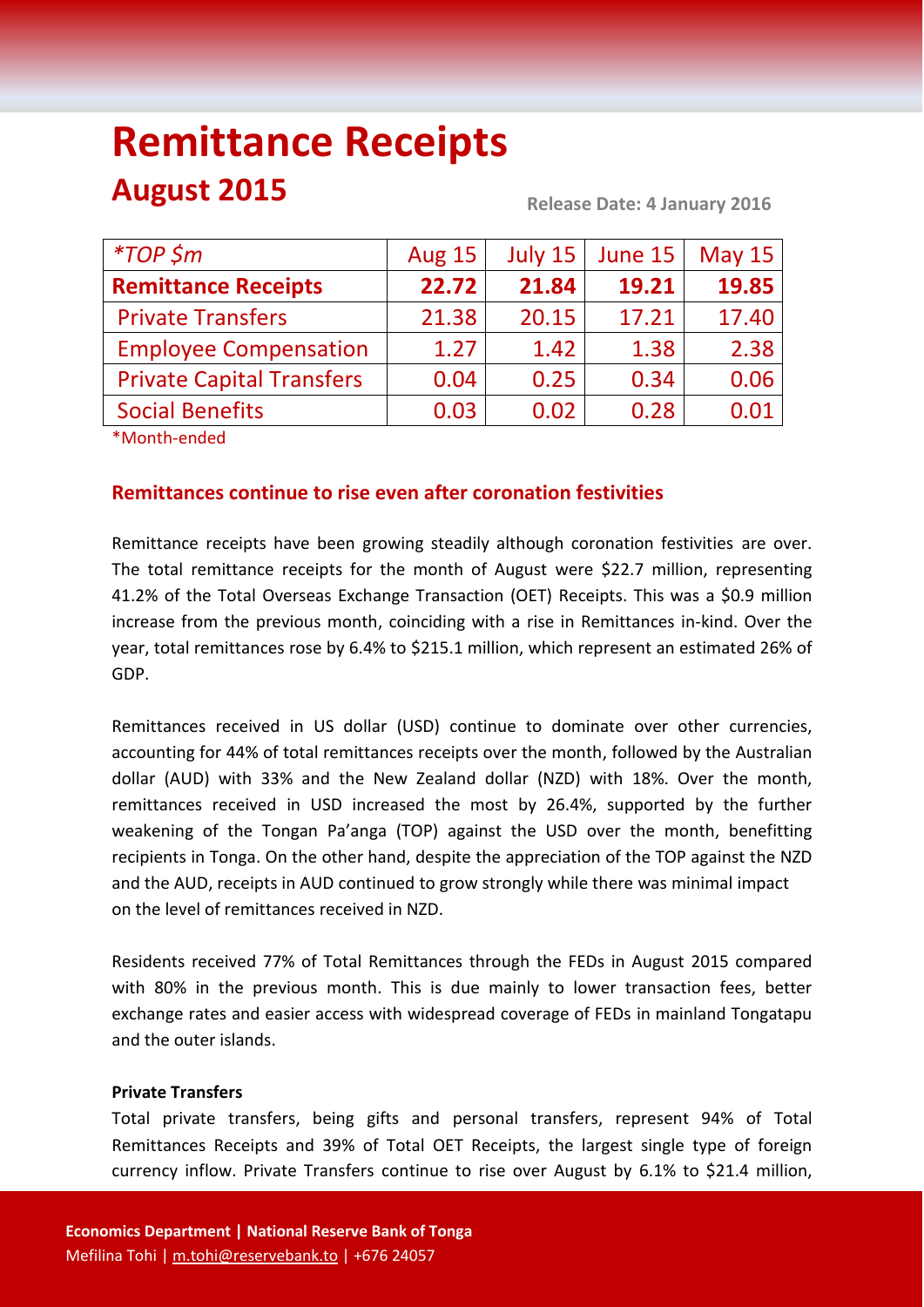# Remittance Receipts

## August 2015

**Release Date: 4 January 2016**

| *TOP $m | Aug 15 | July 15 | June 15 | May 15 |
|---|---|---|---|---|
| **Remittance Receipts** | **22.72** | **21.84** | **19.21** | **19.85** |
| Private Transfers | 21.38 | 20.15 | 17.21 | 17.40 |
| Employee Compensation | 1.27 | 1.42 | 1.38 | 2.38 |
| Private Capital Transfers | 0.04 | 0.25 | 0.34 | 0.06 |
| Social Benefits | 0.03 | 0.02 | 0.28 | 0.01 |

*Month-ended

### Remittances continue to rise even after coronation festivities

Remittance receipts have been growing steadily although coronation festivities are over. The total remittance receipts for the month of August were $22.7 million, representing 41.2% of the Total Overseas Exchange Transaction (OET) Receipts. This was a $0.9 million increase from the previous month, coinciding with a rise in Remittances in-kind. Over the year, total remittances rose by 6.4% to $215.1 million, which represent an estimated 26% of GDP.

Remittances received in US dollar (USD) continue to dominate over other currencies, accounting for 44% of total remittances receipts over the month, followed by the Australian dollar (AUD) with 33% and the New Zealand dollar (NZD) with 18%. Over the month, remittances received in USD increased the most by 26.4%, supported by the further weakening of the Tongan Pa'anga (TOP) against the USD over the month, benefitting recipients in Tonga. On the other hand, despite the appreciation of the TOP against the NZD and the AUD, receipts in AUD continued to grow strongly while there was minimal impact on the level of remittances received in NZD.

Residents received 77% of Total Remittances through the FEDs in August 2015 compared with 80% in the previous month. This is due mainly to lower transaction fees, better exchange rates and easier access with widespread coverage of FEDs in mainland Tongatapu and the outer islands.

**Private Transfers**

Total private transfers, being gifts and personal transfers, represent 94% of Total Remittances Receipts and 39% of Total OET Receipts, the largest single type of foreign currency inflow. Private Transfers continue to rise over August by 6.1% to $21.4 million,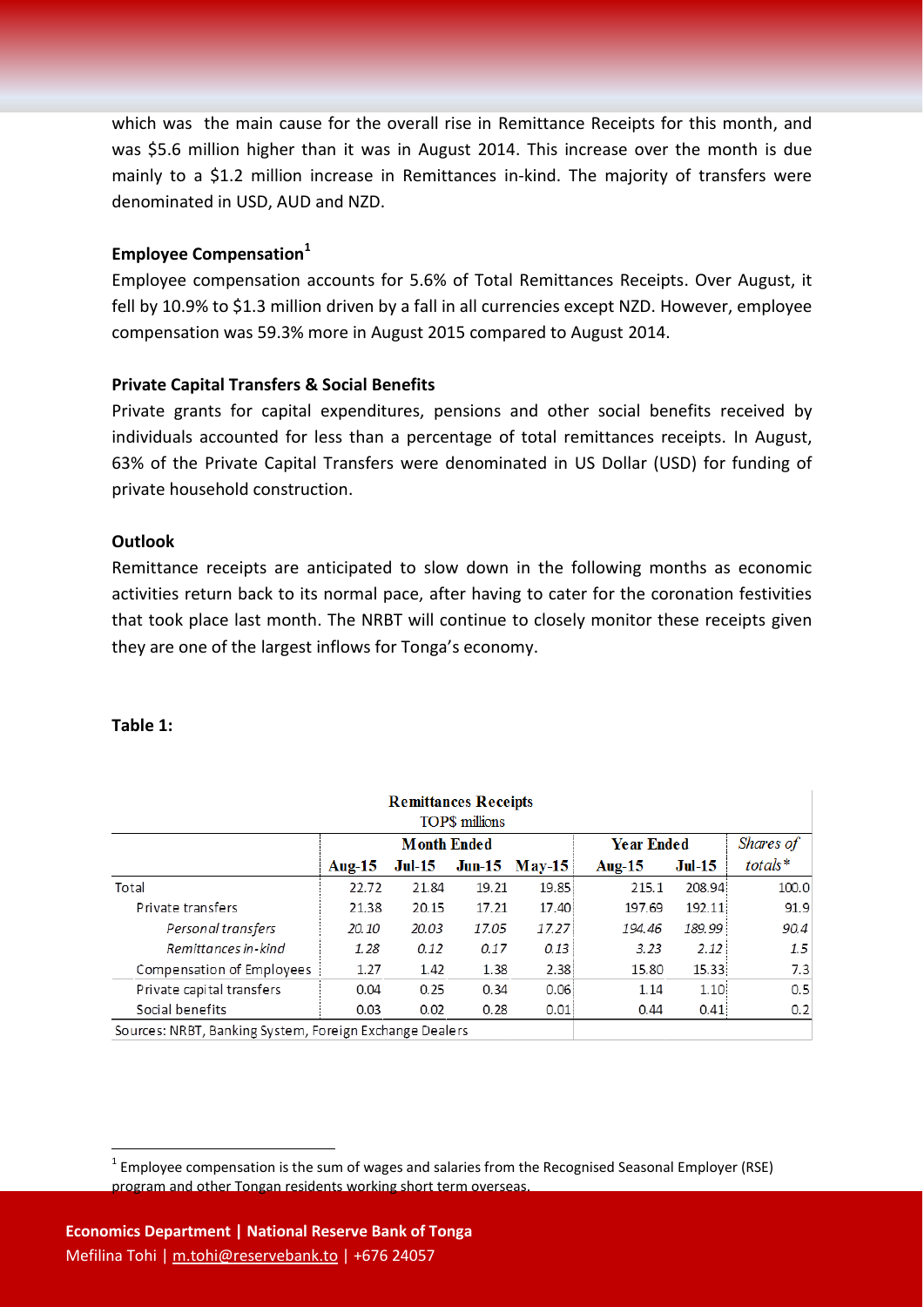which was the main cause for the overall rise in Remittance Receipts for this month, and was $5.6 million higher than it was in August 2014. This increase over the month is due mainly to a $1.2 million increase in Remittances in-kind. The majority of transfers were denominated in USD, AUD and NZD.

### Employee Compensation[1]

Employee compensation accounts for 5.6% of Total Remittances Receipts. Over August, it fell by 10.9% to $1.3 million driven by a fall in all currencies except NZD. However, employee compensation was 59.3% more in August 2015 compared to August 2014.

### Private Capital Transfers & Social Benefits

Private grants for capital expenditures, pensions and other social benefits received by individuals accounted for less than a percentage of total remittances receipts. In August, 63% of the Private Capital Transfers were denominated in US Dollar (USD) for funding of private household construction.

### Outlook

Remittance receipts are anticipated to slow down in the following months as economic activities return back to its normal pace, after having to cater for the coronation festivities that took place last month. The NRBT will continue to closely monitor these receipts given they are one of the largest inflows for Tonga's economy.

**Table 1:**

**Remittances Receipts**
TOP$ millions

| | Month Ended | | | | Year Ended | | *Shares of totals\** |
|---|---|---|---|---|---|---|---|
| | **Aug-15** | **Jul-15** | **Jun-15** | **May-15** | **Aug-15** | **Jul-15** | |
| Total | 22.72 | 21.84 | 19.21 | 19.85 | 215.1 | 208.94 | 100.0 |
| Private transfers | 21.38 | 20.15 | 17.21 | 17.40 | 197.69 | 192.11 | 91.9 |
| *Personal transfers* | *20.10* | *20.03* | *17.05* | *17.27* | *194.46* | *189.99* | *90.4* |
| *Remittances in-kind* | *1.28* | *0.12* | *0.17* | *0.13* | *3.23* | *2.12* | *1.5* |
| Compensation of Employees | 1.27 | 1.42 | 1.38 | 2.38 | 15.80 | 15.33 | 7.3 |
| Private capital transfers | 0.04 | 0.25 | 0.34 | 0.06 | 1.14 | 1.10 | 0.5 |
| Social benefits | 0.03 | 0.02 | 0.28 | 0.01 | 0.44 | 0.41 | 0.2 |

Sources: NRBT, Banking System, Foreign Exchange Dealers

[1] Employee compensation is the sum of wages and salaries from the Recognised Seasonal Employer (RSE) program and other Tongan residents working short term overseas.

**Economics Department | National Reserve Bank of Tonga**
Mefilina Tohi | m.tohi@reservebank.to | +676 24057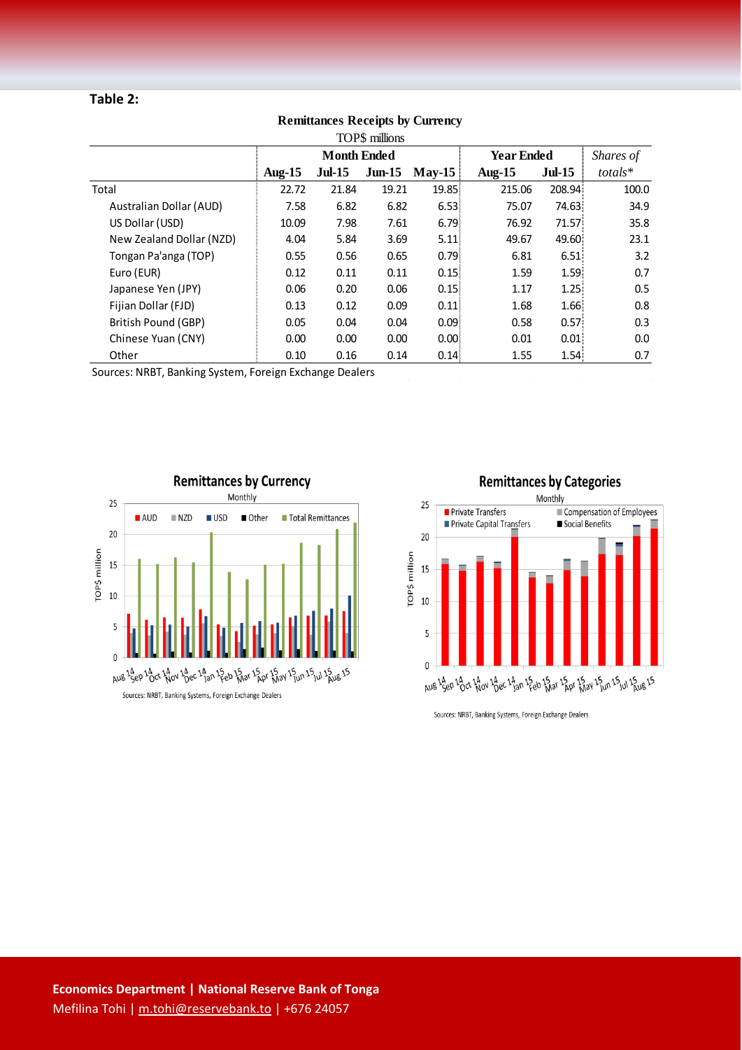**Table 2:**

**Remittances Receipts by Currency**

TOP$ millions

| | Month Ended | | | | Year Ended | | *Shares of* |
|---|---|---|---|---|---|---|---|
| | **Aug-15** | **Jul-15** | **Jun-15** | **May-15** | **Aug-15** | **Jul-15** | *totals\** |
| Total | 22.72 | 21.84 | 19.21 | 19.85 | 215.06 | 208.94 | 100.0 |
| Australian Dollar (AUD) | 7.58 | 6.82 | 6.82 | 6.53 | 75.07 | 74.63 | 34.9 |
| US Dollar (USD) | 10.09 | 7.98 | 7.61 | 6.79 | 76.92 | 71.57 | 35.8 |
| New Zealand Dollar (NZD) | 4.04 | 5.84 | 3.69 | 5.11 | 49.67 | 49.60 | 23.1 |
| Tongan Pa'anga (TOP) | 0.55 | 0.56 | 0.65 | 0.79 | 6.81 | 6.51 | 3.2 |
| Euro (EUR) | 0.12 | 0.11 | 0.11 | 0.15 | 1.59 | 1.59 | 0.7 |
| Japanese Yen (JPY) | 0.06 | 0.20 | 0.06 | 0.15 | 1.17 | 1.25 | 0.5 |
| Fijian Dollar (FJD) | 0.13 | 0.12 | 0.09 | 0.11 | 1.68 | 1.66 | 0.8 |
| British Pound (GBP) | 0.05 | 0.04 | 0.04 | 0.09 | 0.58 | 0.57 | 0.3 |
| Chinese Yuan (CNY) | 0.00 | 0.00 | 0.00 | 0.00 | 0.01 | 0.01 | 0.0 |
| Other | 0.10 | 0.16 | 0.14 | 0.14 | 1.55 | 1.54 | 0.7 |

Sources: NRBT, Banking System, Foreign Exchange Dealers

**Remittances by Currency**

Monthly

AUD, NZD, USD, Other, Total Remittances

TOP$ million

0, 5, 10, 15, 20, 25

Aug 14, Sep 14, Oct 14, Nov 14, Dec 14, Jan 15, Feb 15, Mar 15, Apr 15, May 15, Jun 15, Jul 15, Aug 15

Sources: NRBT, Banking Systems, Foreign Exchange Dealers

**Remittances by Categories**

Monthly

Private Transfers, Compensation of Employees, Private Capital Transfers, Social Benefits

TOP$ million

0, 5, 10, 15, 20, 25

Aug 14, Sep 14, Oct 14, Nov 14, Dec 14, Jan 15, Feb 15, Mar 15, Apr 15, May 15, Jun 15, Jul 15, Aug 15

Sources: NRBT, Banking Systems, Foreign Exchange Dealers

**Economics Department | National Reserve Bank of Tonga**

Mefilina Tohi | m.tohi@reservebank.to | +676 24057